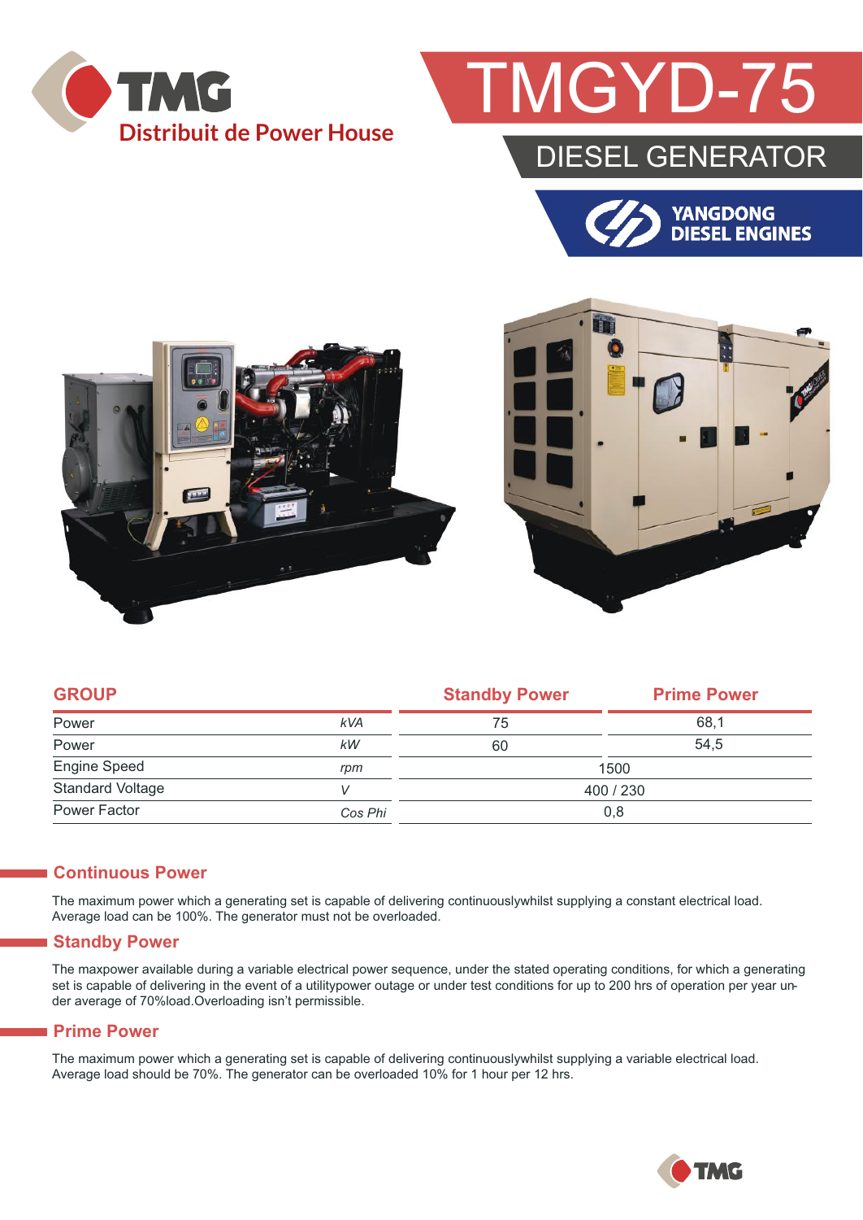TMG

Distribuit de Power House

# TMGYD-75

## DIESEL GENERATOR

YANGDONG DIESEL ENGINES

| GROUP | | Standby Power | Prime Power |
|---|---|---|---|
| Power | kVA | 75 | 68,1 |
| Power | kW | 60 | 54,5 |
| Engine Speed | rpm | 1500 | |
| Standard Voltage | V | 400 / 230 | |
| Power Factor | Cos Phi | 0,8 | |

## Continuous Power

The maximum power which a generating set is capable of delivering continuouslywhilst supplying a constant electrical load. Average load can be 100%. The generator must not be overloaded.

## Standby Power

The maxpower available during a variable electrical power sequence, under the stated operating conditions, for which a generating set is capable of delivering in the event of a utilitypower outage or under test conditions for up to 200 hrs of operation per year under average of 70%load.Overloading isn't permissible.

## Prime Power

The maximum power which a generating set is capable of delivering continuouslywhilst supplying a variable electrical load. Average load should be 70%. The generator can be overloaded 10% for 1 hour per 12 hrs.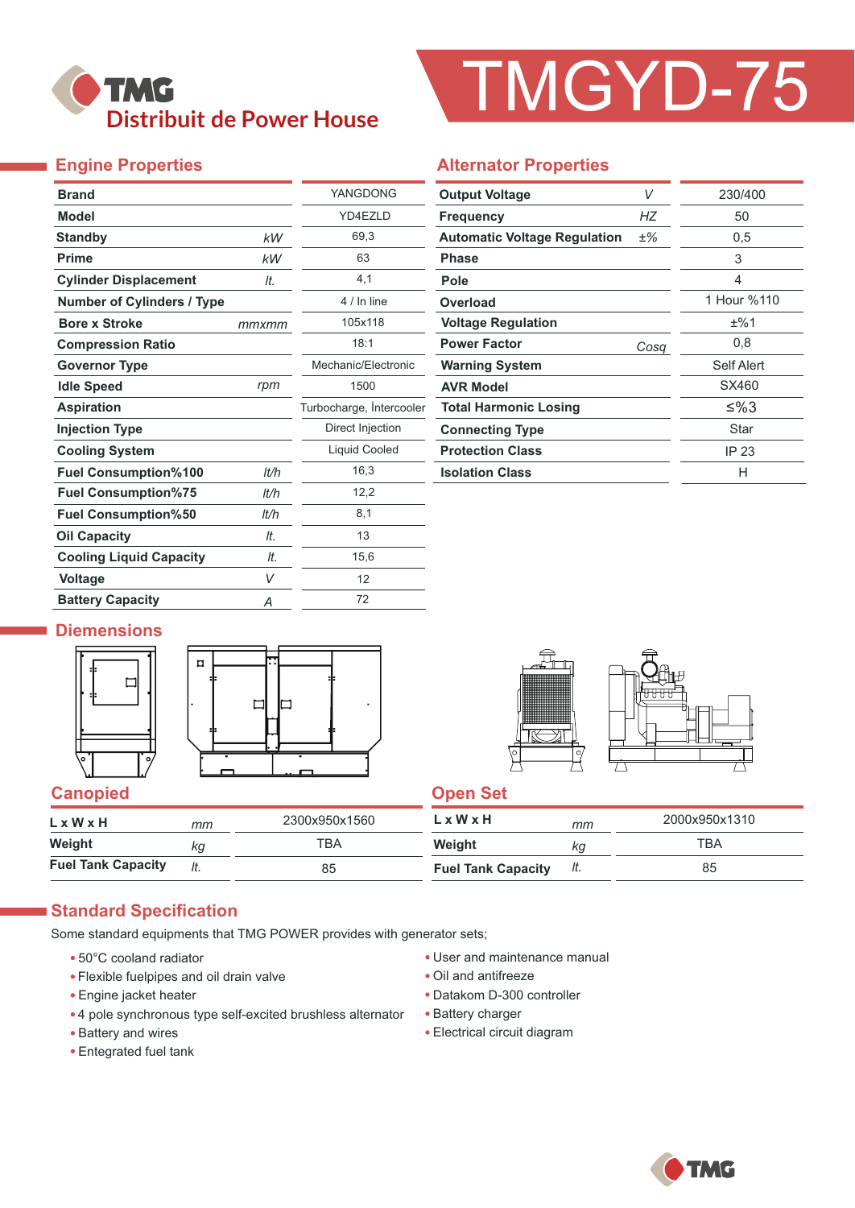TMG
Distribuit de Power House

# TMGYD-75

## Engine Properties

| | | |
|---|---|---|
| **Brand** | | YANGDONG |
| **Model** | | YD4EZLD |
| **Standby** | *kW* | 69,3 |
| **Prime** | *kW* | 63 |
| **Cylinder Displacement** | *lt.* | 4,1 |
| **Number of Cylinders / Type** | | 4 / In line |
| **Bore x Stroke** | *mmxmm* | 105x118 |
| **Compression Ratio** | | 18:1 |
| **Governor Type** | | Mechanic/Electronic |
| **Idle Speed** | *rpm* | 1500 |
| **Aspiration** | | Turbocharge, İntercooler |
| **Injection Type** | | Direct Injection |
| **Cooling System** | | Liquid Cooled |
| **Fuel Consumption%100** | *lt/h* | 16,3 |
| **Fuel Consumption%75** | *lt/h* | 12,2 |
| **Fuel Consumption%50** | *lt/h* | 8,1 |
| **Oil Capacity** | *lt.* | 13 |
| **Cooling Liquid Capacity** | *lt.* | 15,6 |
| **Voltage** | *V* | 12 |
| **Battery Capacity** | *A* | 72 |

## Alternator Properties

| | | |
|---|---|---|
| **Output Voltage** | *V* | 230/400 |
| **Frequency** | *HZ* | 50 |
| **Automatic Voltage Regulation** | ±% | 0,5 |
| **Phase** | | 3 |
| **Pole** | | 4 |
| **Overload** | | 1 Hour %110 |
| **Voltage Regulation** | | ±%1 |
| **Power Factor** | *Cosq* | 0,8 |
| **Warning System** | | Self Alert |
| **AVR Model** | | SX460 |
| **Total Harmonic Losing** | | ≤%3 |
| **Connecting Type** | | Star |
| **Protection Class** | | IP 23 |
| **Isolation Class** | | H |

## Diemensions

### Canopied

| | | |
|---|---|---|
| **L x W x H** | *mm* | 2300x950x1560 |
| **Weight** | *kg* | TBA |
| **Fuel Tank Capacity** | *lt.* | 85 |

### Open Set

| | | |
|---|---|---|
| **L x W x H** | *mm* | 2000x950x1310 |
| **Weight** | *kg* | TBA |
| **Fuel Tank Capacity** | *lt.* | 85 |

## Standard Specification

Some standard equipments that TMG POWER provides with generator sets;

- 50°C cooland radiator
- Flexible fuelpipes and oil drain valve
- Engine jacket heater
- 4 pole synchronous type self-excited brushless alternator
- Battery and wires
- Entegrated fuel tank
- User and maintenance manual
- Oil and antifreeze
- Datakom D-300 controller
- Battery charger
- Electrical circuit diagram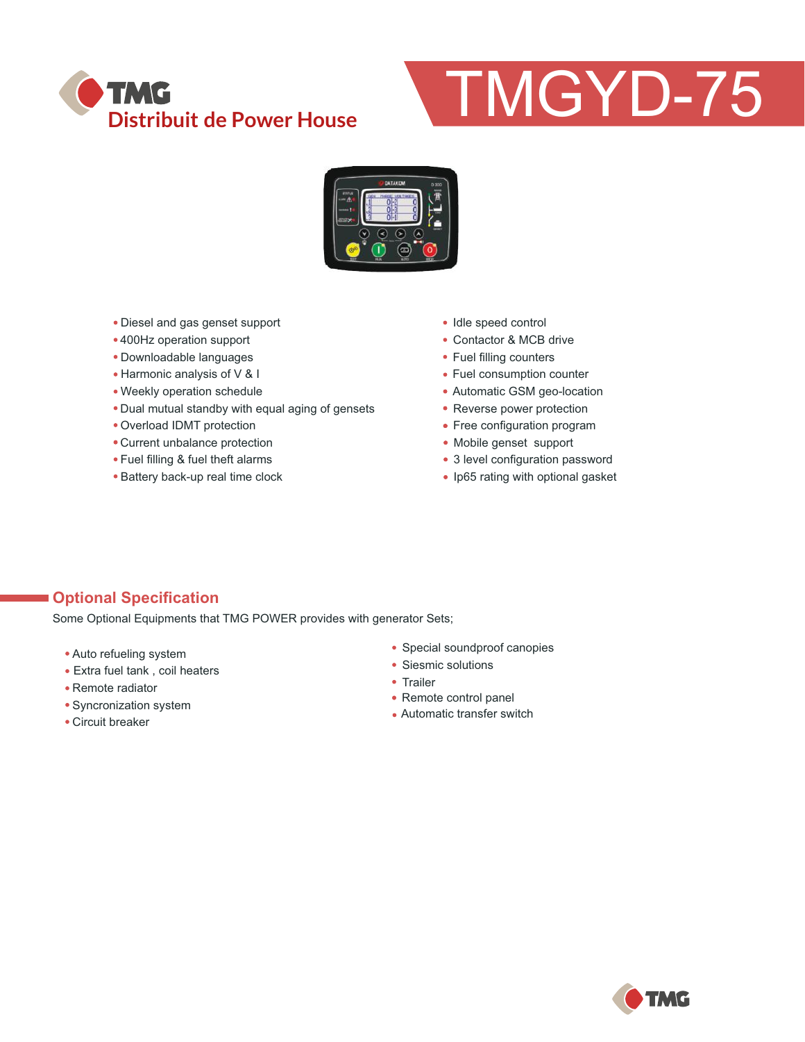# TMGYD-75

- Diesel and gas genset support
- 400Hz operation support
- Downloadable languages
- Harmonic analysis of V & I
- Weekly operation schedule
- Dual mutual standby with equal aging of gensets
- Overload IDMT protection
- Current unbalance protection
- Fuel filling & fuel theft alarms
- Battery back-up real time clock
- Idle speed control
- Contactor & MCB drive
- Fuel filling counters
- Fuel consumption counter
- Automatic GSM geo-location
- Reverse power protection
- Free configuration program
- Mobile genset support
- 3 level configuration password
- Ip65 rating with optional gasket

## Optional Specification

Some Optional Equipments that TMG POWER provides with generator Sets;

- Auto refueling system
- Extra fuel tank , coil heaters
- Remote radiator
- Syncronization system
- Circuit breaker
- Special soundproof canopies
- Siesmic solutions
- Trailer
- Remote control panel
- Automatic transfer switch